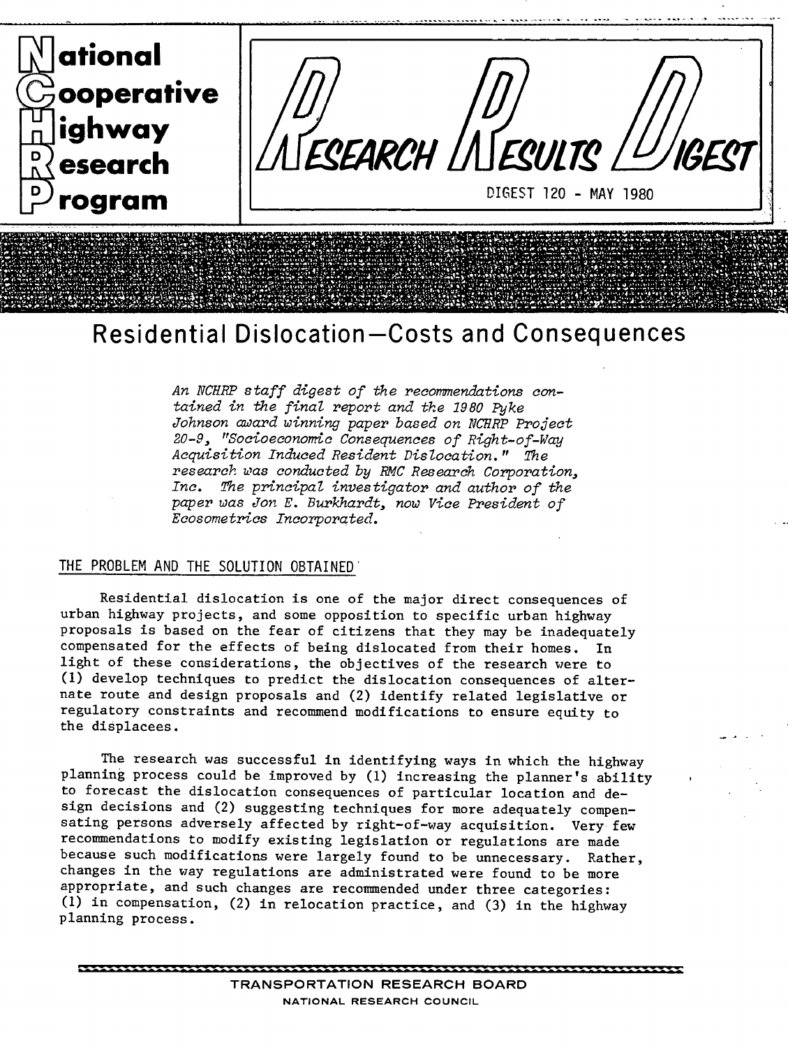# National Cooperative Highway Research Program

# RESEARCH RESULTS DIGEST

DIGEST 120 - MAY 1980

# Residential Dislocation—Costs and Consequences

*An NCHRP staff digest of the recommendations contained in the final report and the 1980 Pyke Johnson award winning paper based on NCHRP Project 20-9, "Socioeconomic Consequences of Right-of-Way Acquisition Induced Resident Dislocation." The research was conducted by RMC Research Corporation, Inc. The principal investigator and author of the paper was Jon E. Burkhardt, now Vice President of Ecosometrics Incorporated.*

## THE PROBLEM AND THE SOLUTION OBTAINED

Residential dislocation is one of the major direct consequences of urban highway projects, and some opposition to specific urban highway proposals is based on the fear of citizens that they may be inadequately compensated for the effects of being dislocated from their homes. In light of these considerations, the objectives of the research were to (1) develop techniques to predict the dislocation consequences of alternate route and design proposals and (2) identify related legislative or regulatory constraints and recommend modifications to ensure equity to the displacees.

The research was successful in identifying ways in which the highway planning process could be improved by (1) increasing the planner's ability to forecast the dislocation consequences of particular location and design decisions and (2) suggesting techniques for more adequately compensating persons adversely affected by right-of-way acquisition. Very few recommendations to modify existing legislation or regulations are made because such modifications were largely found to be unnecessary. Rather, changes in the way regulations are administrated were found to be more appropriate, and such changes are recommended under three categories: (1) in compensation, (2) in relocation practice, and (3) in the highway planning process.

TRANSPORTATION RESEARCH BOARD
NATIONAL RESEARCH COUNCIL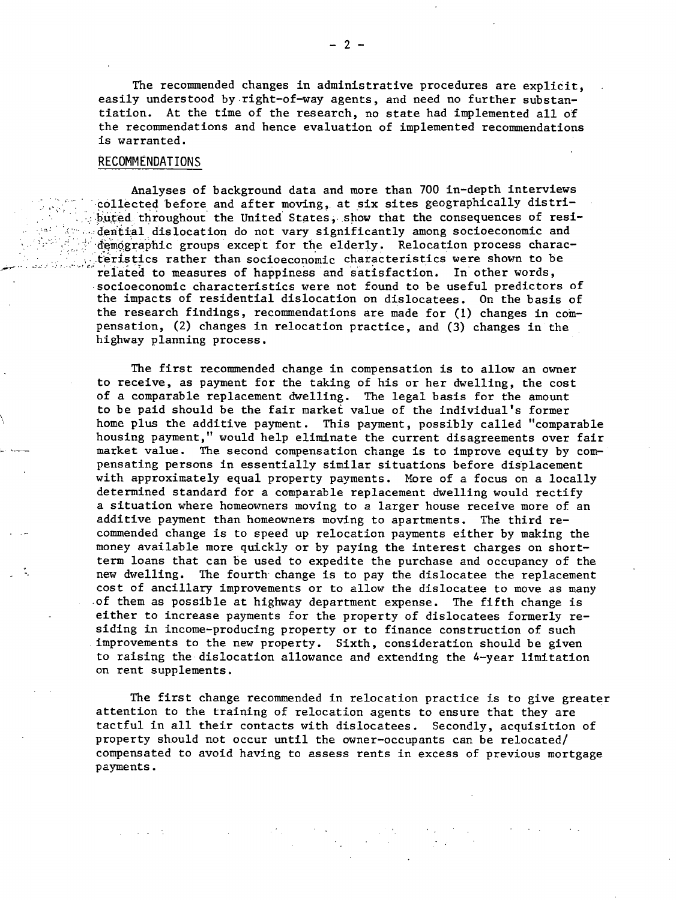The recommended changes in administrative procedures are explicit, easily understood by right-of-way agents, and need no further substantiation. At the time of the research, no state had implemented all of the recommendations and hence evaluation of implemented recommendations is warranted.

## RECOMMENDATIONS

Analyses of background data and more than 700 in-depth interviews collected before and after moving, at six sites geographically distributed throughout the United States, show that the consequences of residential dislocation do not vary significantly among socioeconomic and demographic groups except for the elderly. Relocation process characteristics rather than socioeconomic characteristics were shown to be related to measures of happiness and satisfaction. In other words, socioeconomic characteristics were not found to be useful predictors of the impacts of residential dislocation on dislocatees. On the basis of the research findings, recommendations are made for (1) changes in compensation, (2) changes in relocation practice, and (3) changes in the highway planning process.

The first recommended change in compensation is to allow an owner to receive, as payment for the taking of his or her dwelling, the cost of a comparable replacement dwelling. The legal basis for the amount to be paid should be the fair market value of the individual's former home plus the additive payment. This payment, possibly called "comparable housing payment," would help eliminate the current disagreements over fair market value. The second compensation change is to improve equity by compensating persons in essentially similar situations before displacement with approximately equal property payments. More of a focus on a locally determined standard for a comparable replacement dwelling would rectify a situation where homeowners moving to a larger house receive more of an additive payment than homeowners moving to apartments. The third recommended change is to speed up relocation payments either by making the money available more quickly or by paying the interest charges on short-term loans that can be used to expedite the purchase and occupancy of the new dwelling. The fourth change is to pay the dislocatee the replacement cost of ancillary improvements or to allow the dislocatee to move as many of them as possible at highway department expense. The fifth change is either to increase payments for the property of dislocatees formerly residing in income-producing property or to finance construction of such improvements to the new property. Sixth, consideration should be given to raising the dislocation allowance and extending the 4-year limitation on rent supplements.

The first change recommended in relocation practice is to give greater attention to the training of relocation agents to ensure that they are tactful in all their contacts with dislocatees. Secondly, acquisition of property should not occur until the owner-occupants can be relocated/compensated to avoid having to assess rents in excess of previous mortgage payments.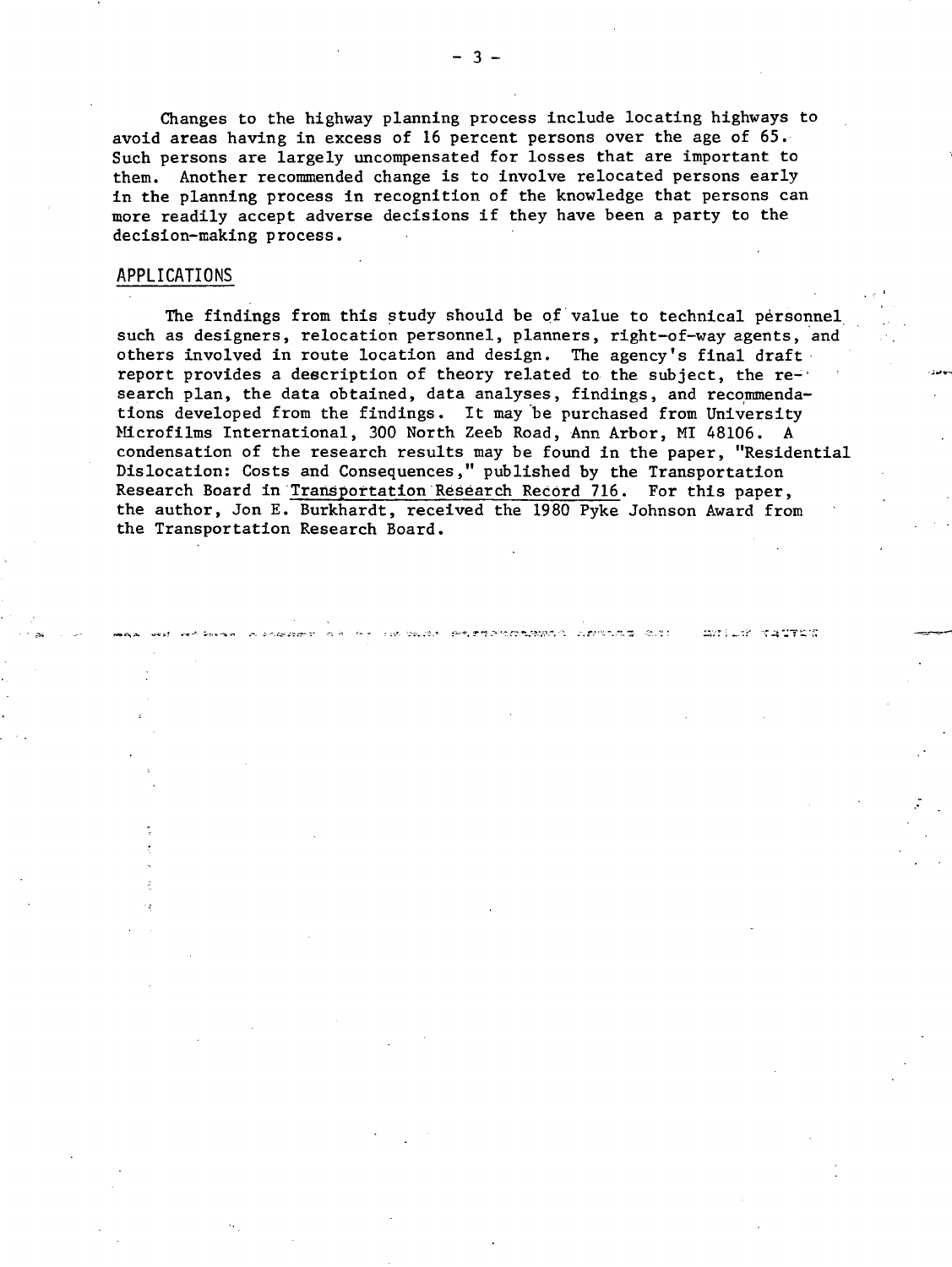Changes to the highway planning process include locating highways to avoid areas having in excess of 16 percent persons over the age of 65. Such persons are largely uncompensated for losses that are important to them. Another recommended change is to involve relocated persons early in the planning process in recognition of the knowledge that persons can more readily accept adverse decisions if they have been a party to the decision-making process.

## APPLICATIONS

The findings from this study should be of value to technical personnel such as designers, relocation personnel, planners, right-of-way agents, and others involved in route location and design. The agency's final draft report provides a description of theory related to the subject, the research plan, the data obtained, data analyses, findings, and recommendations developed from the findings. It may be purchased from University Microfilms International, 300 North Zeeb Road, Ann Arbor, MI 48106. A condensation of the research results may be found in the paper, "Residential Dislocation: Costs and Consequences," published by the Transportation Research Board in Transportation Research Record 716. For this paper, the author, Jon E. Burkhardt, received the 1980 Pyke Johnson Award from the Transportation Research Board.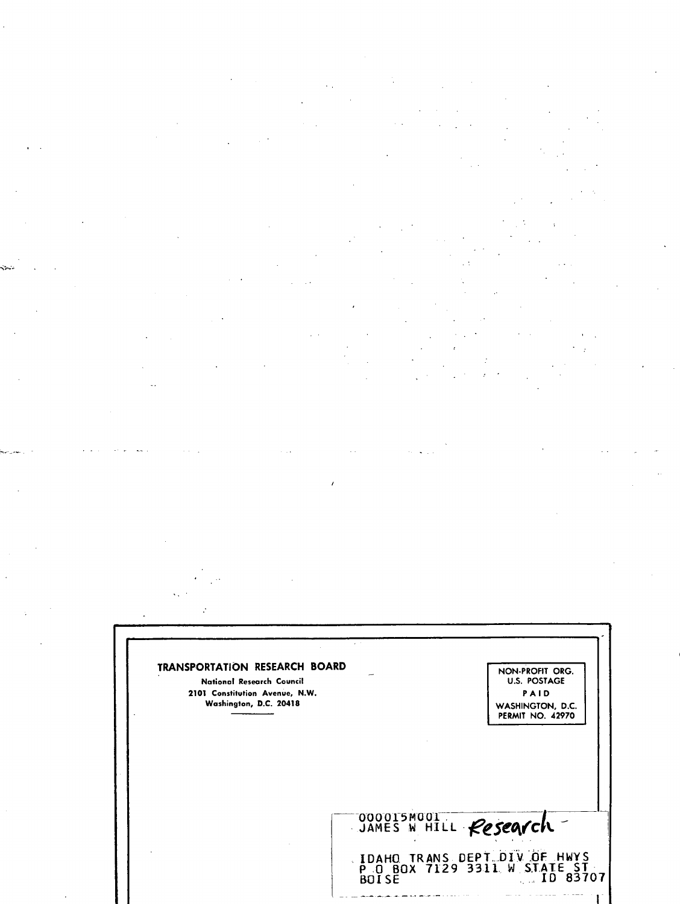**TRANSPORTATION RESEARCH BOARD**

National Research Council
2101 Constitution Avenue, N.W.
Washington, D.C. 20418

NON-PROFIT ORG.
U.S. POSTAGE
PAID
WASHINGTON, D.C.
PERMIT NO. 42970

000015M001
JAMES W HILL Research

IDAHO TRANS DEPT DIV OF HWYS
P O BOX 7129 3311 W STATE ST
BOISE ID 83707